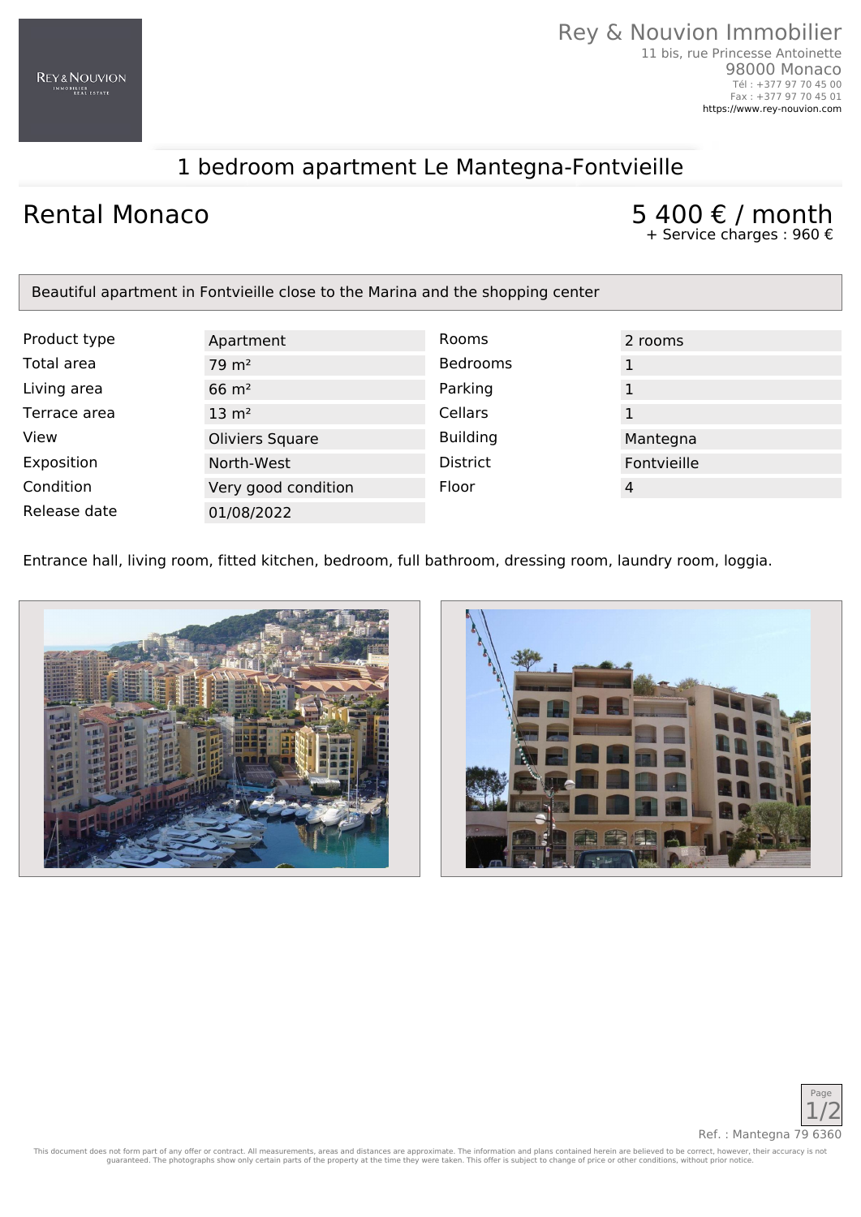Rey & Nouvion Immobilier
11 bis, rue Princesse Antoinette
98000 Monaco
Tél : +377 97 70 45 00
Fax : +377 97 70 45 01
https://www.rey-nouvion.com

# 1 bedroom apartment Le Mantegna-Fontvieille

## Rental Monaco

**5 400 € / month**
+ Service charges : 960 €

Beautiful apartment in Fontvieille close to the Marina and the shopping center

| | | | |
|---|---|---|---|
| Product type | Apartment | Rooms | 2 rooms |
| Total area | 79 m² | Bedrooms | 1 |
| Living area | 66 m² | Parking | 1 |
| Terrace area | 13 m² | Cellars | 1 |
| View | Oliviers Square | Building | Mantegna |
| Exposition | North-West | District | Fontvieille |
| Condition | Very good condition | Floor | 4 |
| Release date | 01/08/2022 | | |

Entrance hall, living room, fitted kitchen, bedroom, full bathroom, dressing room, laundry room, loggia.

Ref. : Mantegna 79 6360

This document does not form part of any offer or contract. All measurements, areas and distances are approximate. The information and plans contained herein are believed to be correct, however, their accuracy is not guaranteed. The photographs show only certain parts of the property at the time they were taken. This offer is subject to change of price or other conditions, without prior notice.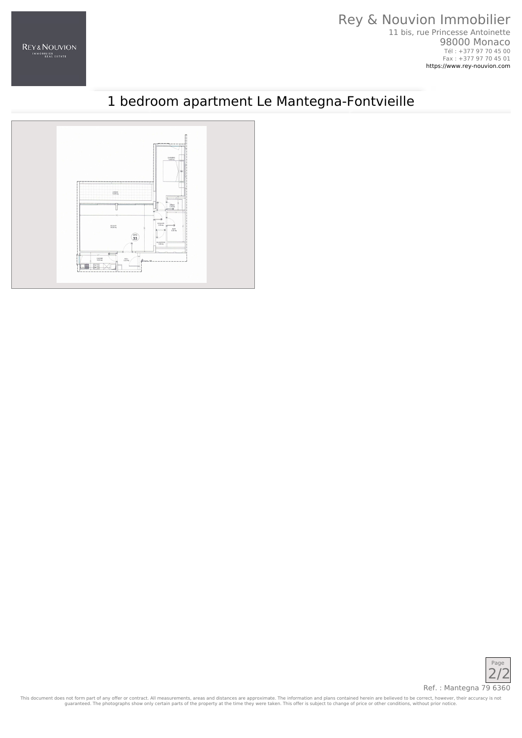Rey & Nouvion Immobilier
11 bis, rue Princesse Antoinette
98000 Monaco
Tél : +377 97 70 45 00
Fax : +377 97 70 45 01
https://www.rey-nouvion.com

# 1 bedroom apartment Le Mantegna-Fontvieille

Ref. : Mantegna 79 6360

This document does not form part of any offer or contract. All measurements, areas and distances are approximate. The information and plans contained herein are believed to be correct, however, their accuracy is not guaranteed. The photographs show only certain parts of the property at the time they were taken. This offer is subject to change of price or other conditions, without prior notice.